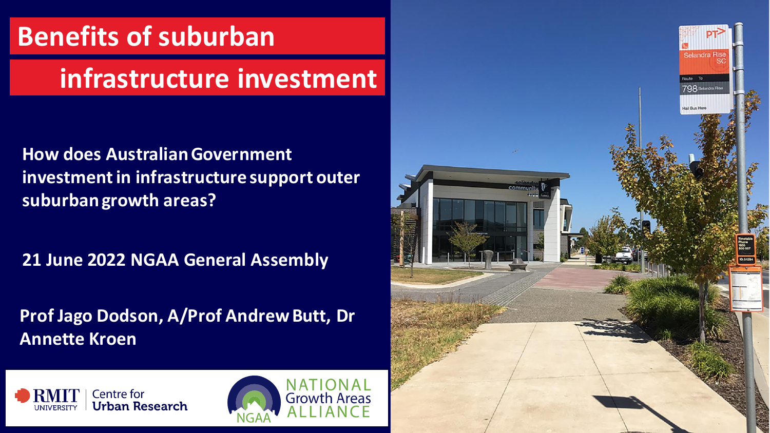# Benefits of suburban infrastructure investment

**How does Australian Government investment in infrastructure support outer suburban growth areas?**

**21 June 2022 NGAA General Assembly**

**Prof Jago Dodson, A/Prof Andrew Butt, Dr Annette Kroen**

RMIT University | Centre for Urban Research

NGAA National Growth Areas Alliance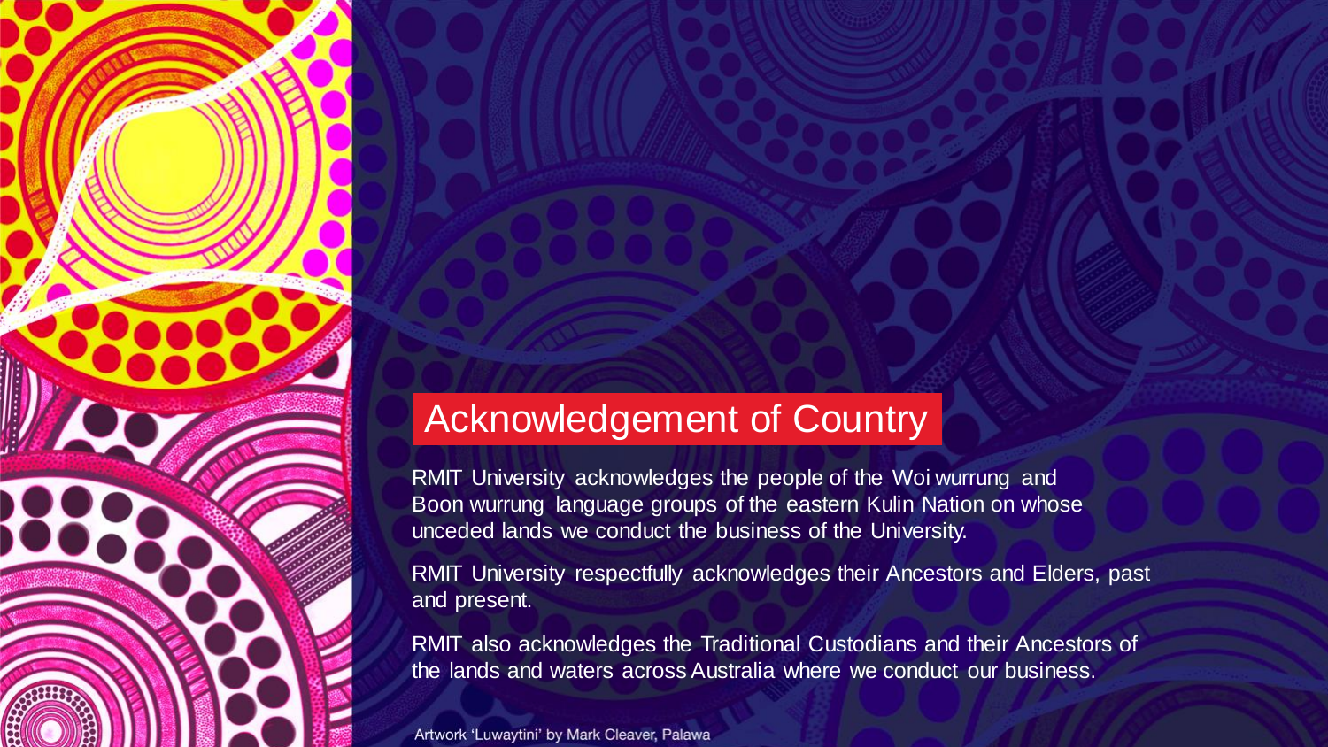# Acknowledgement of Country

RMIT University acknowledges the people of the Woi wurrung and Boon wurrung language groups of the eastern Kulin Nation on whose unceded lands we conduct the business of the University.

RMIT University respectfully acknowledges their Ancestors and Elders, past and present.

RMIT also acknowledges the Traditional Custodians and their Ancestors of the lands and waters across Australia where we conduct our business.

Artwork 'Luwaytini' by Mark Cleaver, Palawa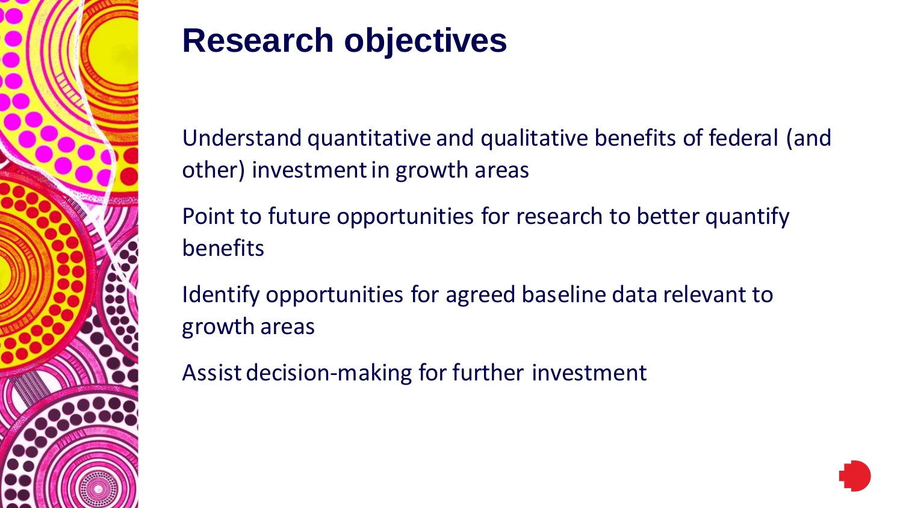# Research objectives

Understand quantitative and qualitative benefits of federal (and other) investment in growth areas

Point to future opportunities for research to better quantify benefits

Identify opportunities for agreed baseline data relevant to growth areas

Assist decision-making for further investment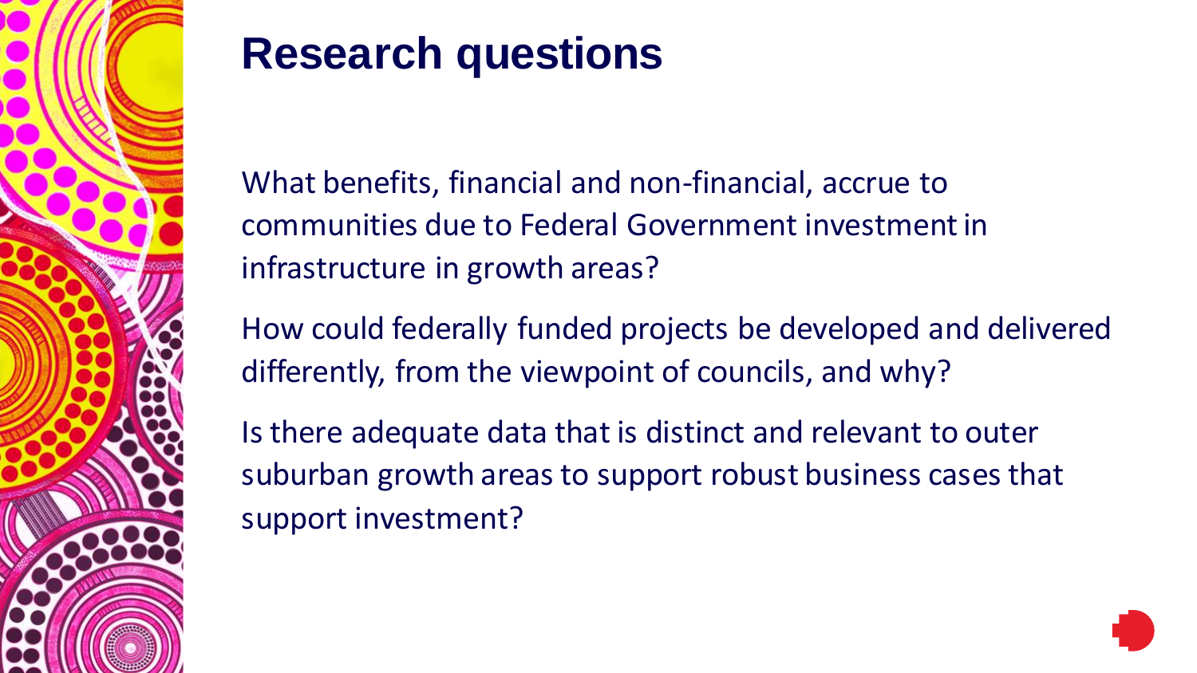# Research questions

What benefits, financial and non-financial, accrue to communities due to Federal Government investment in infrastructure in growth areas?

How could federally funded projects be developed and delivered differently, from the viewpoint of councils, and why?

Is there adequate data that is distinct and relevant to outer suburban growth areas to support robust business cases that support investment?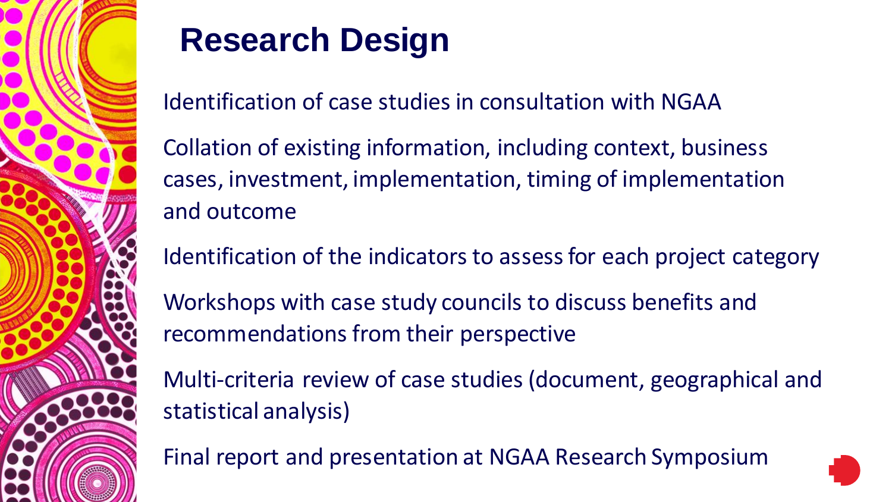# Research Design

Identification of case studies in consultation with NGAA

Collation of existing information, including context, business cases, investment, implementation, timing of implementation and outcome

Identification of the indicators to assess for each project category

Workshops with case study councils to discuss benefits and recommendations from their perspective

Multi-criteria review of case studies (document, geographical and statistical analysis)

Final report and presentation at NGAA Research Symposium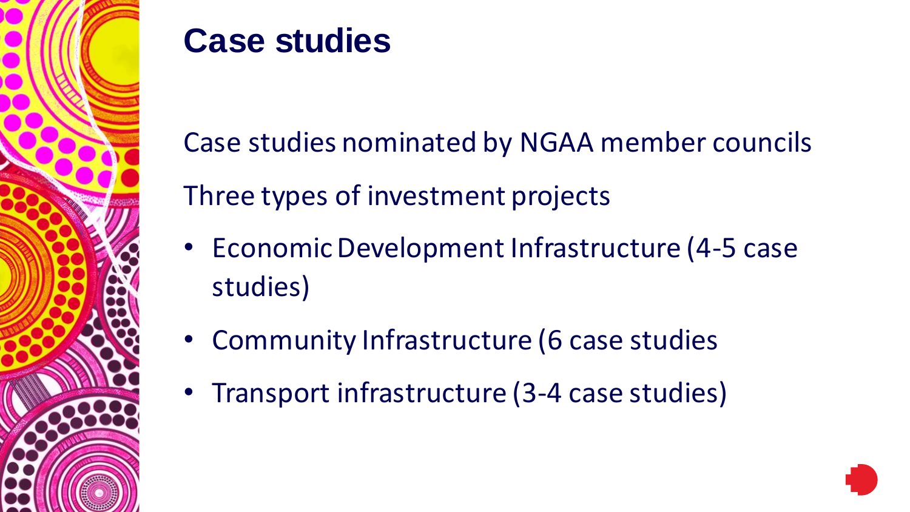# Case studies

Case studies nominated by NGAA member councils

Three types of investment projects

- Economic Development Infrastructure (4-5 case studies)
- Community Infrastructure (6 case studies
- Transport infrastructure (3-4 case studies)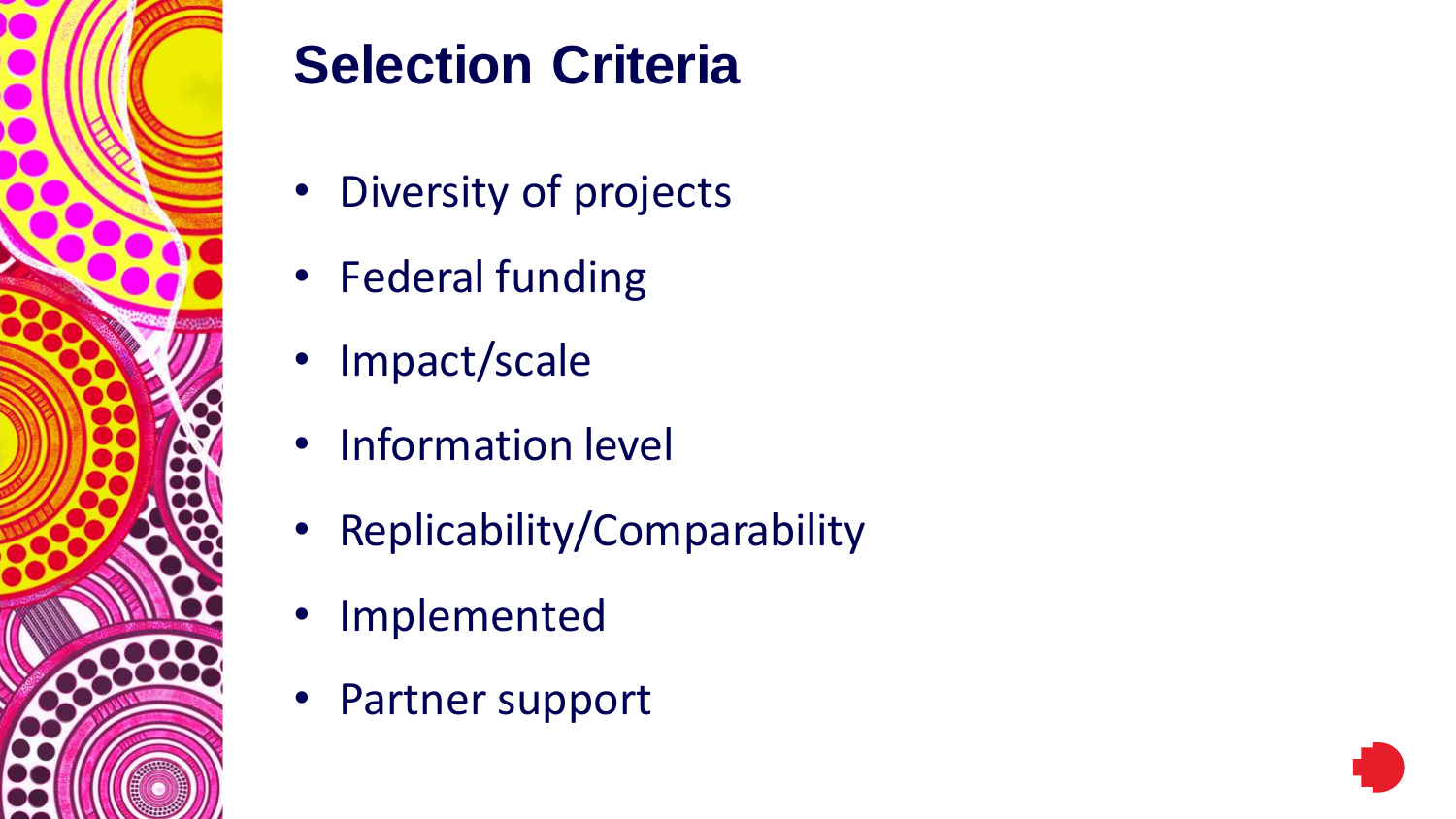# Selection Criteria

- Diversity of projects
- Federal funding
- Impact/scale
- Information level
- Replicability/Comparability
- Implemented
- Partner support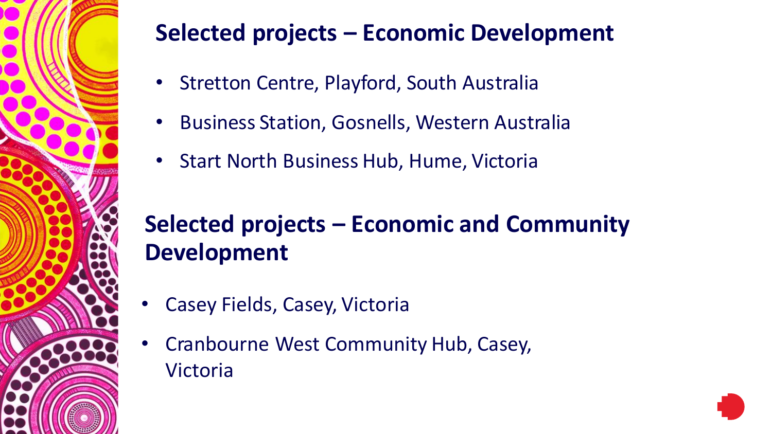## Selected projects – Economic Development

- Stretton Centre, Playford, South Australia
- Business Station, Gosnells, Western Australia
- Start North Business Hub, Hume, Victoria

## Selected projects – Economic and Community Development

- Casey Fields, Casey, Victoria
- Cranbourne West Community Hub, Casey, Victoria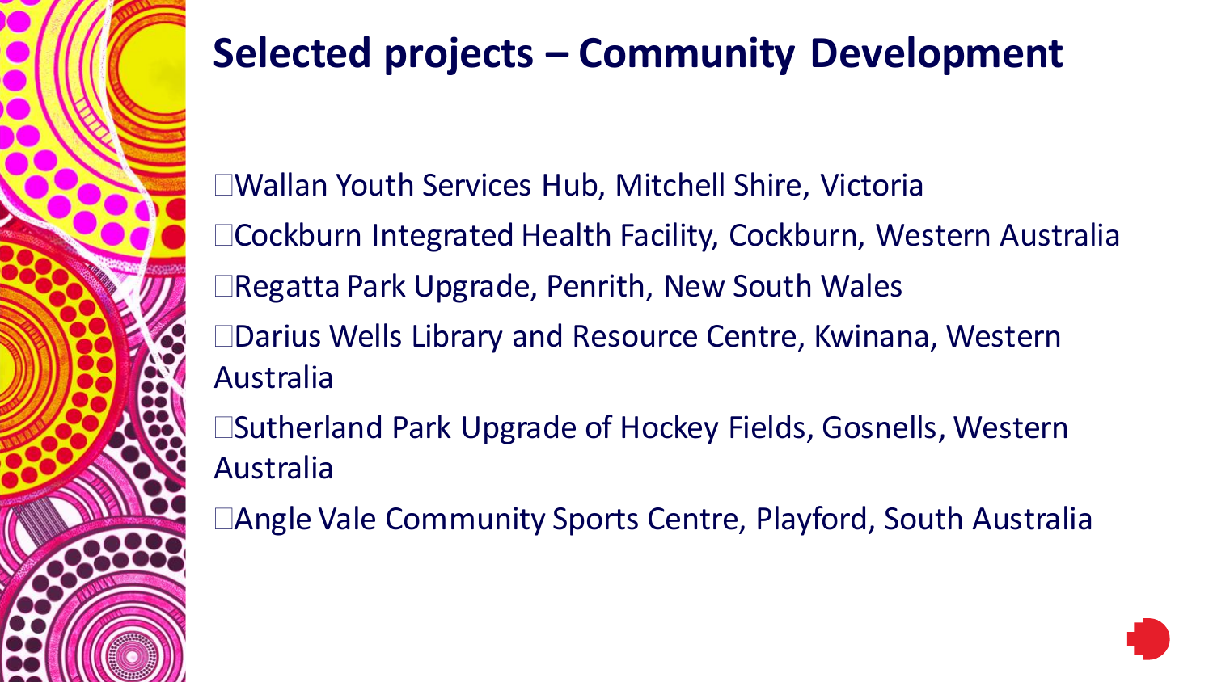# Selected projects – Community Development

- Wallan Youth Services Hub, Mitchell Shire, Victoria
- Cockburn Integrated Health Facility, Cockburn, Western Australia
- Regatta Park Upgrade, Penrith, New South Wales
- Darius Wells Library and Resource Centre, Kwinana, Western Australia
- Sutherland Park Upgrade of Hockey Fields, Gosnells, Western Australia
- Angle Vale Community Sports Centre, Playford, South Australia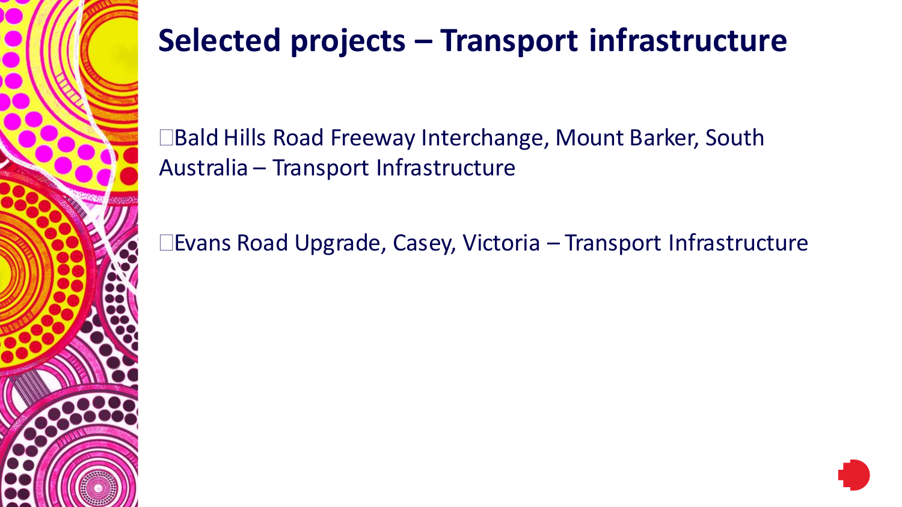# Selected projects – Transport infrastructure

- Bald Hills Road Freeway Interchange, Mount Barker, South Australia – Transport Infrastructure

- Evans Road Upgrade, Casey, Victoria – Transport Infrastructure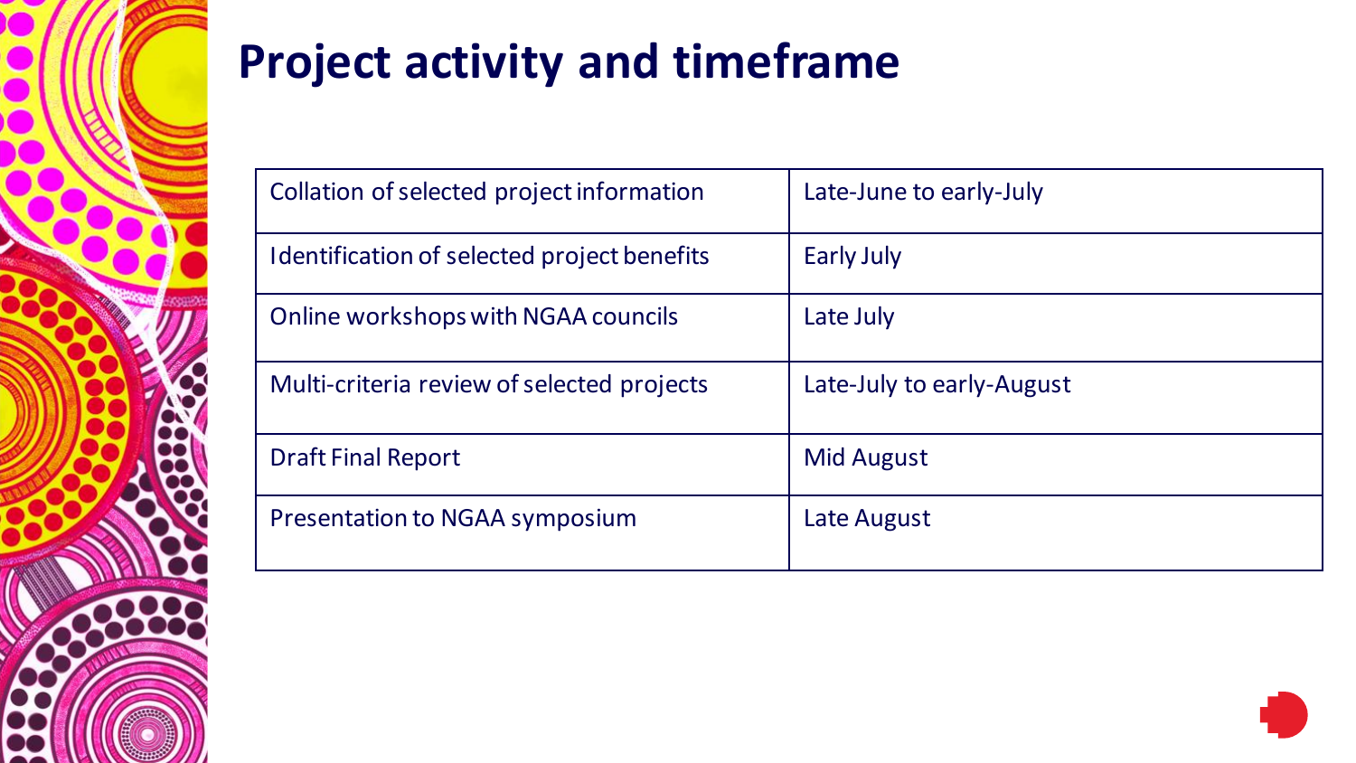# Project activity and timeframe

| | |
|---|---|
| Collation of selected project information | Late-June to early-July |
| Identification of selected project benefits | Early July |
| Online workshops with NGAA councils | Late July |
| Multi-criteria review of selected projects | Late-July to early-August |
| Draft Final Report | Mid August |
| Presentation to NGAA symposium | Late August |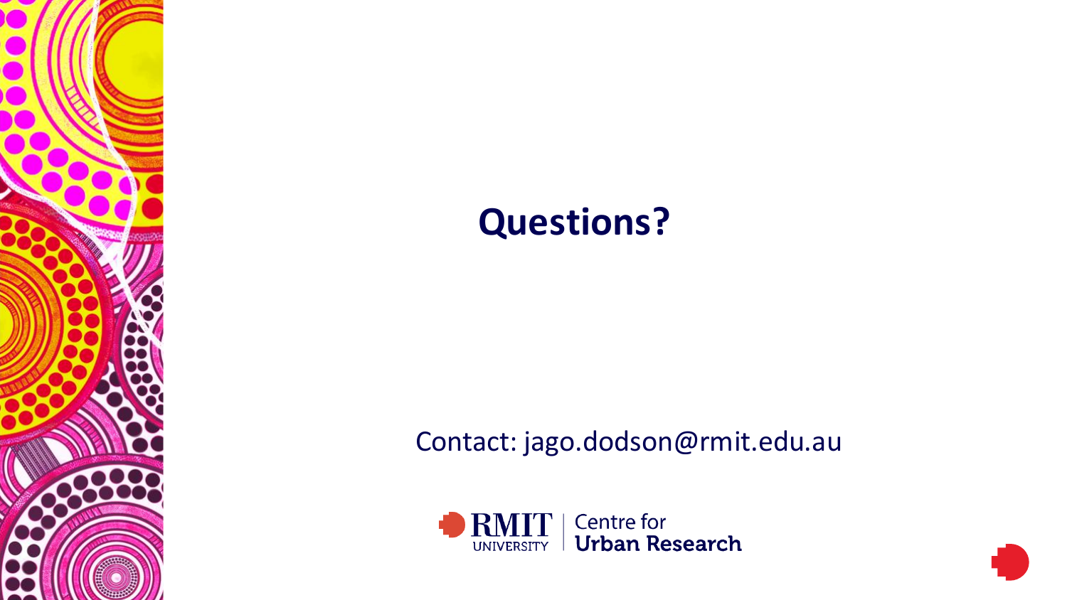# Questions?

Contact: jago.dodson@rmit.edu.au

RMIT UNIVERSITY | Centre for Urban Research